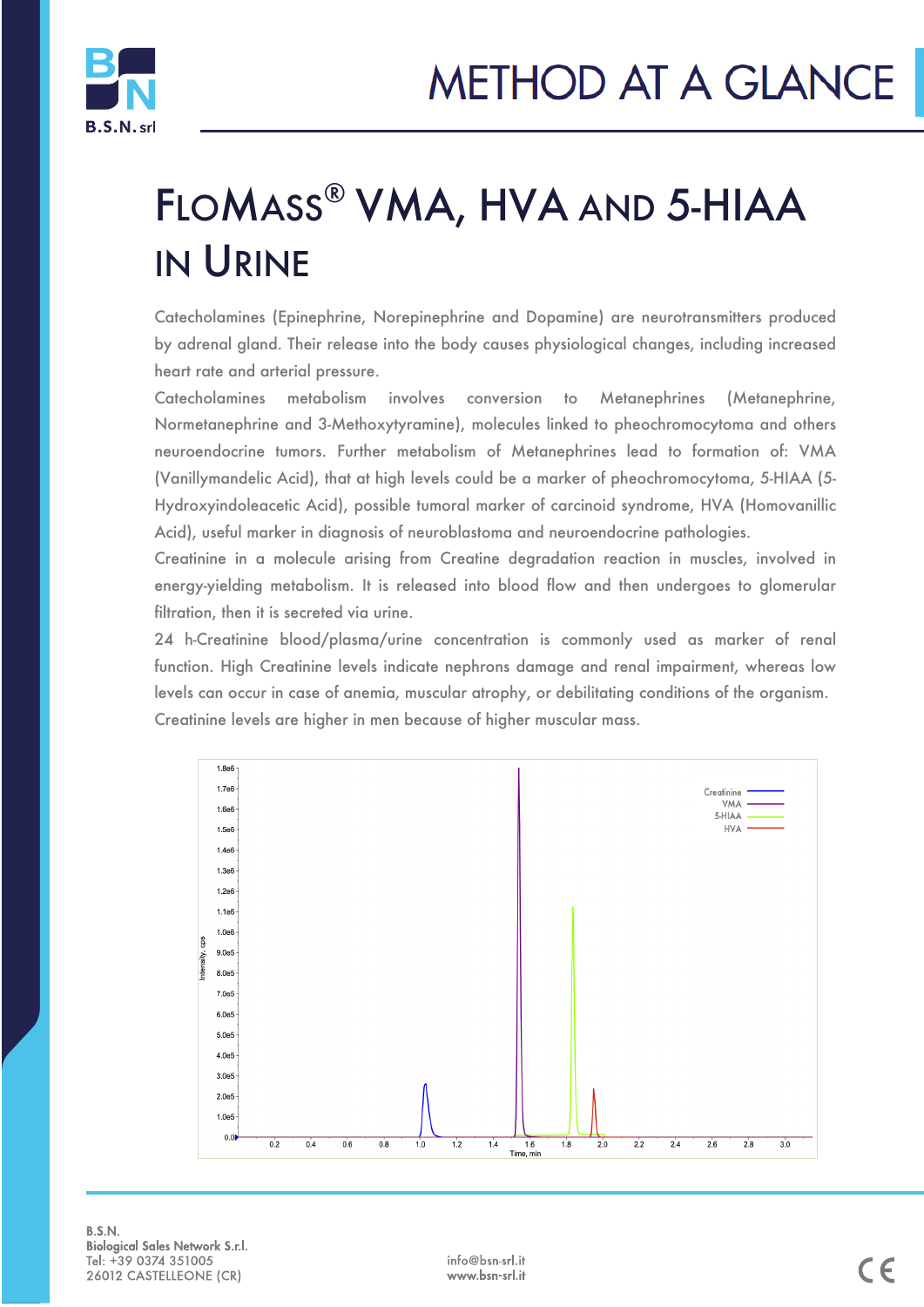# METHOD AT A GLANCE

# FloMass® VMA, HVA and 5-HIAA in Urine

Catecholamines (Epinephrine, Norepinephrine and Dopamine) are neurotransmitters produced by adrenal gland. Their release into the body causes physiological changes, including increased heart rate and arterial pressure.

Catecholamines metabolism involves conversion to Metanephrines (Metanephrine, Normetanephrine and 3-Methoxytyramine), molecules linked to pheochromocytoma and others neuroendocrine tumors. Further metabolism of Metanephrines lead to formation of: VMA (Vanillymandelic Acid), that at high levels could be a marker of pheochromocytoma, 5-HIAA (5-Hydroxyindoleacetic Acid), possible tumoral marker of carcinoid syndrome, HVA (Homovanillic Acid), useful marker in diagnosis of neuroblastoma and neuroendocrine pathologies.

Creatinine in a molecule arising from Creatine degradation reaction in muscles, involved in energy-yielding metabolism. It is released into blood flow and then undergoes to glomerular filtration, then it is secreted via urine.

24 h-Creatinine blood/plasma/urine concentration is commonly used as marker of renal function. High Creatinine levels indicate nephrons damage and renal impairment, whereas low levels can occur in case of anemia, muscular atrophy, or debilitating conditions of the organism.

Creatinine levels are higher in men because of higher muscular mass.

B.S.N.
Biological Sales Network S.r.l.
Tel: +39 0374 351005
26012 CASTELLEONE (CR)

info@bsn-srl.it
www.bsn-srl.it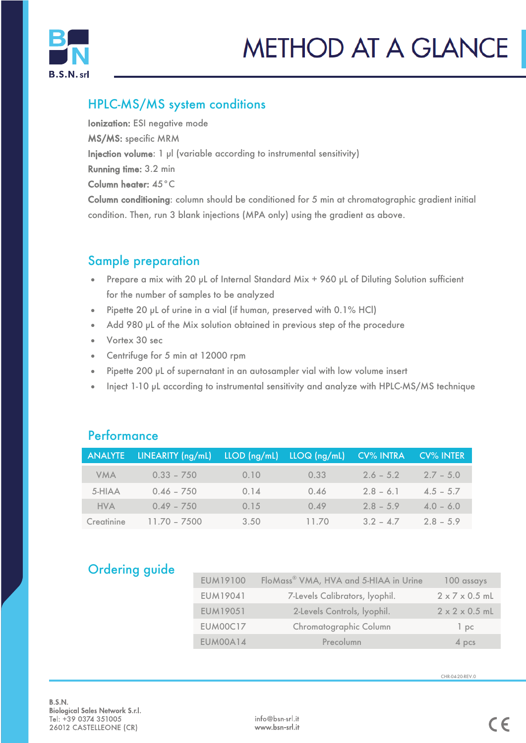# METHOD AT A GLANCE

## HPLC-MS/MS system conditions

**Ionization:** ESI negative mode

**MS/MS:** specific MRM

**Injection volume**: 1 µl (variable according to instrumental sensitivity)

**Running time:** 3.2 min

**Column heater:** 45°C

**Column conditioning**: column should be conditioned for 5 min at chromatographic gradient initial condition. Then, run 3 blank injections (MPA only) using the gradient as above.

## Sample preparation

- Prepare a mix with 20 µL of Internal Standard Mix + 960 µL of Diluting Solution sufficient for the number of samples to be analyzed
- Pipette 20 µL of urine in a vial (if human, preserved with 0.1% HCl)
- Add 980 µL of the Mix solution obtained in previous step of the procedure
- Vortex 30 sec
- Centrifuge for 5 min at 12000 rpm
- Pipette 200 µL of supernatant in an autosampler vial with low volume insert
- Inject 1-10 µL according to instrumental sensitivity and analyze with HPLC-MS/MS technique

## Performance

| ANALYTE | LINEARITY (ng/mL) | LLOD (ng/mL) | LLOQ (ng/mL) | CV% INTRA | CV% INTER |
|---|---|---|---|---|---|
| VMA | 0.33 – 750 | 0.10 | 0.33 | 2.6 – 5.2 | 2.7 – 5.0 |
| 5-HIAA | 0.46 – 750 | 0.14 | 0.46 | 2.8 – 6.1 | 4.5 – 5.7 |
| HVA | 0.49 – 750 | 0.15 | 0.49 | 2.8 – 5.9 | 4.0 – 6.0 |
| Creatinine | 11.70 – 7500 | 3.50 | 11.70 | 3.2 – 4.7 | 2.8 – 5.9 |

## Ordering guide

| | | |
|---|---|---|
| EUM19100 | FloMass® VMA, HVA and 5-HIAA in Urine | 100 assays |
| EUM19041 | 7-Levels Calibrators, lyophil. | 2 x 7 x 0.5 mL |
| EUM19051 | 2-Levels Controls, lyophil. | 2 x 2 x 0.5 mL |
| EUM00C17 | Chromatographic Column | 1 pc |
| EUM00A14 | Precolumn | 4 pcs |

CHR-04-20-REV.0

B.S.N.
Biological Sales Network S.r.l.
Tel: +39 0374 351005
26012 CASTELLEONE (CR)

info@bsn-srl.it
www.bsn-srl.it